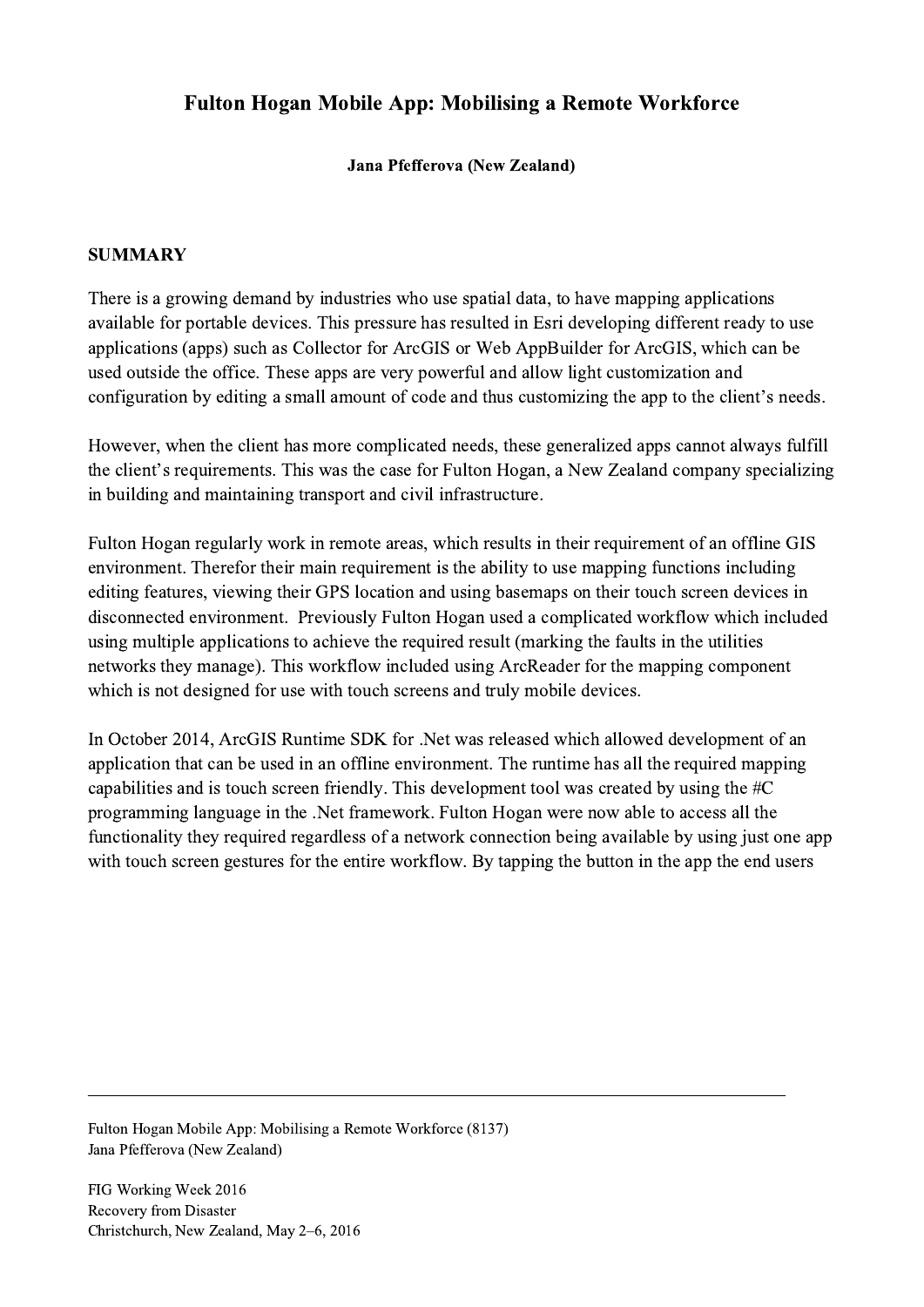# Fulton Hogan Mobile App: Mobilising a Remote Workforce

**Jana Pfefferova (New Zealand)**

## SUMMARY

There is a growing demand by industries who use spatial data, to have mapping applications available for portable devices. This pressure has resulted in Esri developing different ready to use applications (apps) such as Collector for ArcGIS or Web AppBuilder for ArcGIS, which can be used outside the office. These apps are very powerful and allow light customization and configuration by editing a small amount of code and thus customizing the app to the client's needs.

However, when the client has more complicated needs, these generalized apps cannot always fulfill the client's requirements. This was the case for Fulton Hogan, a New Zealand company specializing in building and maintaining transport and civil infrastructure.

Fulton Hogan regularly work in remote areas, which results in their requirement of an offline GIS environment. Therefor their main requirement is the ability to use mapping functions including editing features, viewing their GPS location and using basemaps on their touch screen devices in disconnected environment. Previously Fulton Hogan used a complicated workflow which included using multiple applications to achieve the required result (marking the faults in the utilities networks they manage). This workflow included using ArcReader for the mapping component which is not designed for use with touch screens and truly mobile devices.

In October 2014, ArcGIS Runtime SDK for .Net was released which allowed development of an application that can be used in an offline environment. The runtime has all the required mapping capabilities and is touch screen friendly. This development tool was created by using the #C programming language in the .Net framework. Fulton Hogan were now able to access all the functionality they required regardless of a network connection being available by using just one app with touch screen gestures for the entire workflow. By tapping the button in the app the end users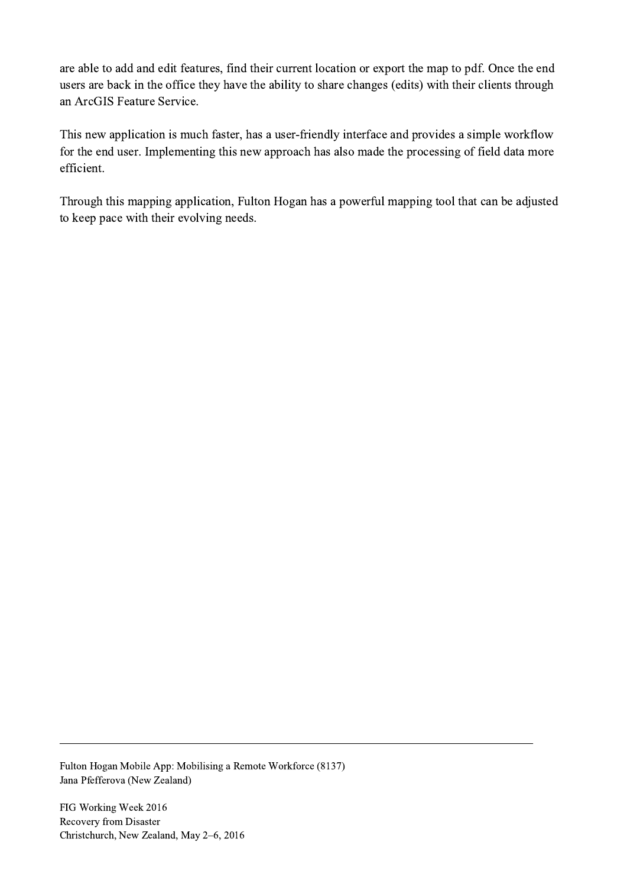are able to add and edit features, find their current location or export the map to pdf. Once the end users are back in the office they have the ability to share changes (edits) with their clients through an ArcGIS Feature Service.

This new application is much faster, has a user-friendly interface and provides a simple workflow for the end user. Implementing this new approach has also made the processing of field data more efficient.

Through this mapping application, Fulton Hogan has a powerful mapping tool that can be adjusted to keep pace with their evolving needs.